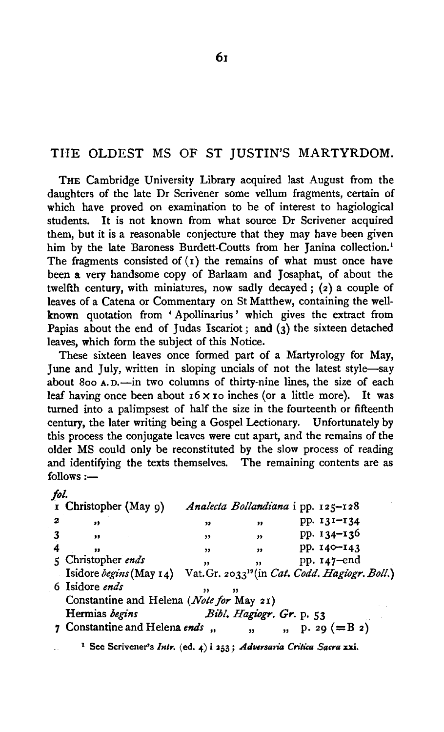# THE OLDEST MS OF ST JUSTIN'S MARTYRDOM.

THE Cambridge University Library acquired last August from the daughters of the late Dr Scrivener some vellum fragments, certain of which have proved on examination to be of interest to hagiological students. It is not known from what source Dr Scrivener acquired them, but it is a reasonable conjecture that they may have been given him by the late Baroness Burdett-Coutts from her Janina collection.[1] The fragments consisted of (1) the remains of what must once have been a very handsome copy of Barlaam and Josaphat, of about the twelfth century, with miniatures, now sadly decayed; (2) a couple of leaves of a Catena or Commentary on St Matthew, containing the well-known quotation from 'Apollinarius' which gives the extract from Papias about the end of Judas Iscariot; and (3) the sixteen detached leaves, which form the subject of this Notice.

These sixteen leaves once formed part of a Martyrology for May, June and July, written in sloping uncials of not the latest style—say about 800 A.D.—in two columns of thirty-nine lines, the size of each leaf having once been about 16 × 10 inches (or a little more). It was turned into a palimpsest of half the size in the fourteenth or fifteenth century, the later writing being a Gospel Lectionary. Unfortunately by this process the conjugate leaves were cut apart, and the remains of the older MS could only be reconstituted by the slow process of reading and identifying the texts themselves. The remaining contents are as follows:—

| *fol.* | | |
|---|---|---|
| 1 | Christopher (May 9) | *Analecta Bollandiana* i pp. 125–128 |
| 2 | " | " " pp. 131–134 |
| 3 | " | " " pp. 134–136 |
| 4 | " | " " pp. 140–143 |
| 5 | Christopher *ends* | " " pp. 147–end |
| | Isidore *begins* (May 14) | Vat. Gr. 2033[19] (in *Cat. Codd. Hagiogr. Boll.*) |
| 6 | Isidore *ends* | " " |
| | Constantine and Helena (*Note for* May 21) | |
| | Hermias *begins* | *Bibl. Hagiogr. Gr.* p. 53 |
| 7 | Constantine and Helena *ends* | " " " p. 29 (=B 2) |

[1] See Scrivener's *Intr.* (ed. 4) i 253; *Adversaria Critica Sacra* xxi.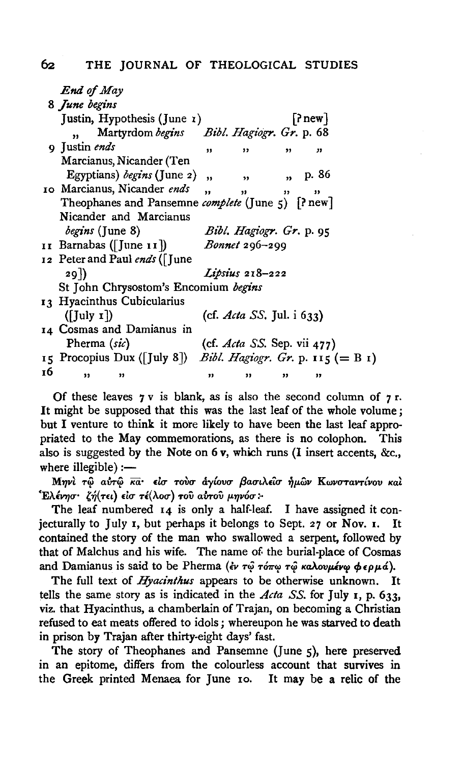*End of May*

8 *June begins*
   Justin, Hypothesis (June 1) [? new]
   „ Martyrdom *begins* *Bibl. Hagiogr. Gr.* p. 68

9 Justin *ends* „ „ „ „
   Marcianus, Nicander (Ten Egyptians) *begins* (June 2) „ „ „ p. 86

10 Marcianus, Nicander *ends* „ „ „ „
   Theophanes and Pansemne *complete* (June 5) [? new]
   Nicander and Marcianus *begins* (June 8) *Bibl. Hagiogr. Gr.* p. 95

11 Barnabas ([June 11]) *Bonnet* 296–299

12 Peter and Paul *ends* ([June 29]) *Lipsius* 218–222
   St John Chrysostom's Encomium *begins*

13 Hyacinthus Cubicularius ([July 1]) (cf. *Acta SS.* Jul. i 633)

14 Cosmas and Damianus in Pherma (*sic*) (cf. *Acta SS.* Sep. vii 477)

15 Procopius Dux ([July 8]) *Bibl. Hagiogr. Gr.* p. 115 (= B 1)

16 „ „ „ „ „ „

Of these leaves 7 v is blank, as is also the second column of 7 r. It might be supposed that this was the last leaf of the whole volume; but I venture to think it more likely to have been the last leaf appropriated to the May commemorations, as there is no colophon. This also is suggested by the Note on 6 v, which runs (I insert accents, &c., where illegible):—

Μηνὶ τῷ αὐτῷ κα̅· εἰσ τοὺσ ἁγίουσ βασιλεῖσ ἡμῶν Κωνσταντίνου καὶ Ἑλένησ· ζή(τει) εἰσ τέ(λοσ) τοῦ αὐτοῦ μηνόσ:·

The leaf numbered 14 is only a half-leaf. I have assigned it conjecturally to July 1, but perhaps it belongs to Sept. 27 or Nov. 1. It contained the story of the man who swallowed a serpent, followed by that of Malchus and his wife. The name of the burial-place of Cosmas and Damianus is said to be Pherma (ἐν τῷ τόπῳ τῷ καλουμένῳ φερμά).

The full text of *Hyacinthus* appears to be otherwise unknown. It tells the same story as is indicated in the *Acta SS.* for July 1, p. 633, viz. that Hyacinthus, a chamberlain of Trajan, on becoming a Christian refused to eat meats offered to idols; whereupon he was starved to death in prison by Trajan after thirty-eight days' fast.

The story of Theophanes and Pansemne (June 5), here preserved in an epitome, differs from the colourless account that survives in the Greek printed Menaea for June 10. It may be a relic of the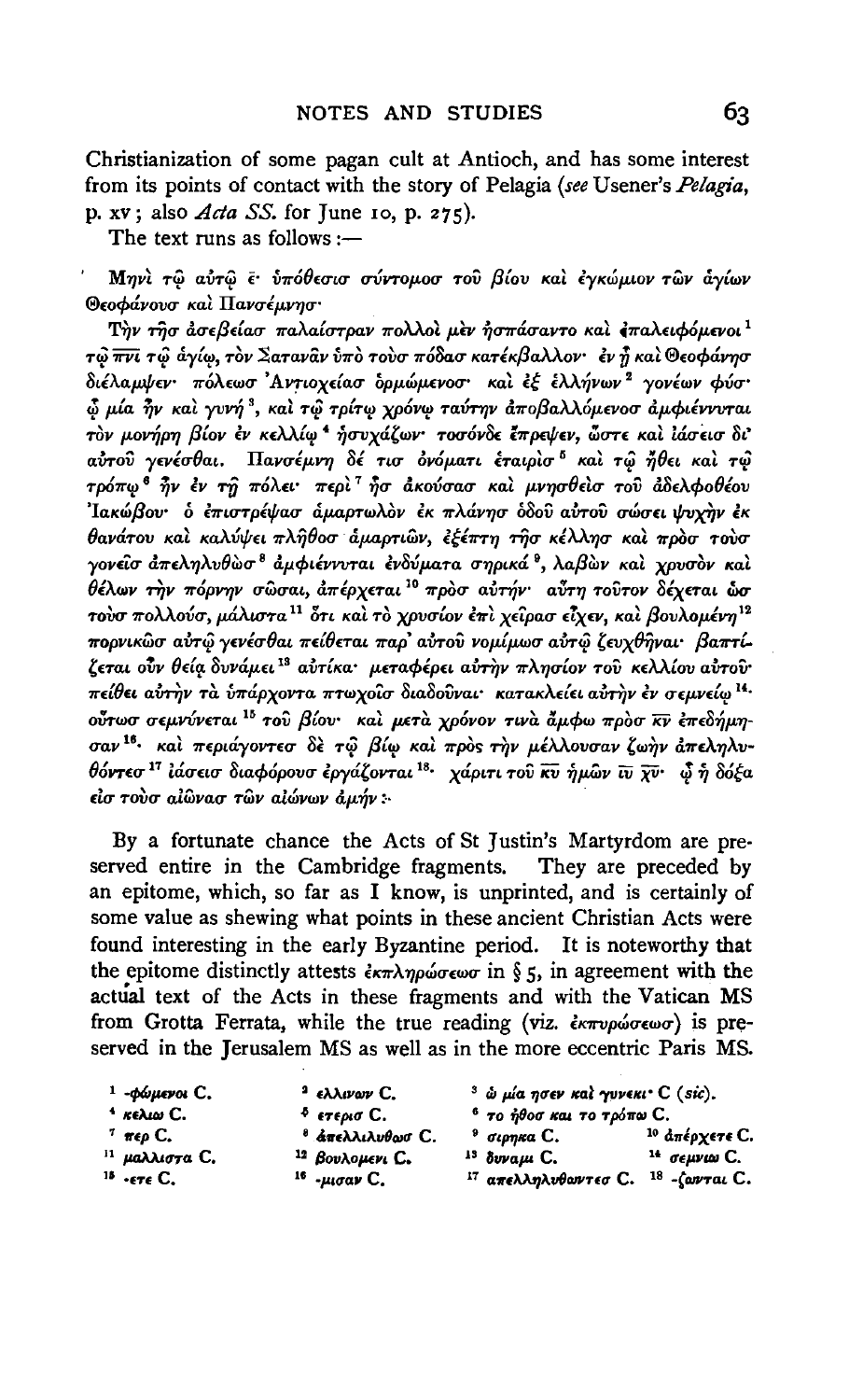Christianization of some pagan cult at Antioch, and has some interest from its points of contact with the story of Pelagia (*see* Usener's *Pelagia*, p. xv; also *Acta SS.* for June 10, p. 275).

The text runs as follows:—

Μηνὶ τῷ αὐτῷ ε̄· ὑπόθεσισ σύντομοσ τοῦ βίου καὶ ἐγκώμιον τῶν ἁγίων Θεοφάνουσ καὶ Πανσέμνησ·

Τὴν τῆσ ἀσεβείασ παλαίστραν πολλοὶ μὲν ἠσπάσαντο καὶ ἐπαλειφόμενοι[1] τῷ π̄ν̄ῑ τῷ ἁγίῳ, τὸν Σαταναν ὑπὸ τοὺσ πόδασ κατέκβαλλον· ἐν ᾗ καὶ Θεοφάνησ διέλαμψεν· πόλεωσ Ἀντιοχείασ ὁρμώμενοσ· καὶ ἐξ ἑλλήνων[2] γονέων φύσ· ᾧ μία ἦν καὶ γυνή[3], καὶ τῷ τρίτῳ χρόνῳ ταύτην ἀποβαλλόμενοσ ἀμφιέννυται τὸν μονήρη βίον ἐν κελλίῳ[4] ἡσυχάζων· τοσόνδε ἔπρεψεν, ὥστε καὶ ἰάσεισ δι' αὐτοῦ γενέσθαι. Πανσέμνη δέ τισ ὀνόματι ἑταιρὶσ[5] καὶ τῷ ἤθει καὶ τῷ τρόπῳ[6] ἦν ἐν τῇ πόλει· περὶ[7] ἧσ ἀκούσασ καὶ μνησθεὶσ τοῦ ἀδελφοθέου Ἰακώβου· ὁ ἐπιστρέψασ ἁμαρτωλὸν ἐκ πλάνησ ὁδοῦ αὐτοῦ σώσει ψυχὴν ἐκ θανάτου καὶ καλύψει πλῆθοσ ἁμαρτιῶν, ἐξέπτη τῆσ κέλλησ καὶ πρὸσ τοὺσ γονεῖσ ἀπεληλυθὼσ[8] ἀμφιέννυται ἐνδύματα σηρικά[9], λαβὼν καὶ χρυσὸν καὶ θέλων τὴν πόρνην σῶσαι, ἀπέρχεται[10] πρὸσ αὐτήν· αὕτη τοῦτον δέχεται ὡσ τοὺσ πολλούσ, μάλιστα[11] ὅτι καὶ τὸ χρυσίον ἐπὶ χεῖρασ εἶχεν, καὶ βουλομένη[12] πορνικῶσ αὐτῷ γενέσθαι πείθεται παρ' αὐτοῦ νομίμωσ αὐτῷ ζευχθῆναι· βαπτίζεται οὖν θείᾳ δυνάμει[13] αὐτίκα· μεταφέρει αὐτὴν πλησίον τοῦ κελλίου αὐτοῦ· πείθει αὐτὴν τὰ ὑπάρχοντα πτωχοῖσ διαδοῦναι· κατακλείει αὐτὴν ἐν σεμνείῳ[14]· οὕτωσ σεμνύνεται[15] τοῦ βίου· καὶ μετὰ χρόνον τινὰ ἄμφω πρὸσ κ̄ν̄ ἐπεδήμησαν[16]· καὶ περιάγοντεσ δὲ τῷ βίῳ καὶ πρὸς τὴν μέλλουσαν ζωὴν ἀπεληλυθόντεσ[17] ἰάσεισ διαφόρουσ ἐργάζονται[18]· χάριτι τοῦ κ̄ῡ ἡμῶν ῑῡ χ̄ῡ· ᾧ ἡ δόξα εἰσ τοὺσ αἰῶνασ τῶν αἰώνων ἀμήν :·

By a fortunate chance the Acts of St Justin's Martyrdom are preserved entire in the Cambridge fragments. They are preceded by an epitome, which, so far as I know, is unprinted, and is certainly of some value as shewing what points in these ancient Christian Acts were found interesting in the early Byzantine period. It is noteworthy that the epitome distinctly attests ἐκπληρώσεωσ in § 5, in agreement with the actual text of the Acts in these fragments and with the Vatican MS from Grotta Ferrata, while the true reading (viz. ἐκπυρώσεωσ) is preserved in the Jerusalem MS as well as in the more eccentric Paris MS.

---

[1] -φώμενοι C. [2] ελλινων C. [3] ω μία ησεν καὶ γυνεκι· C (*sic*). [4] κελιω C. [5] ετερισ C. [6] το ἤθοσ και το τρόπω C. [7] περ C. [8] ἀπελλιλυθωσ C. [9] σιρηκα C. [10] ἀπέρχετε C. [11] μαλλιστα C. [12] βουλομενι C. [13] δυναμι C. [14] σεμνιω C. [15] -ετε C. [16] -μισαν C. [17] απελληλυθαντεσ C. [18] -ζωνται C.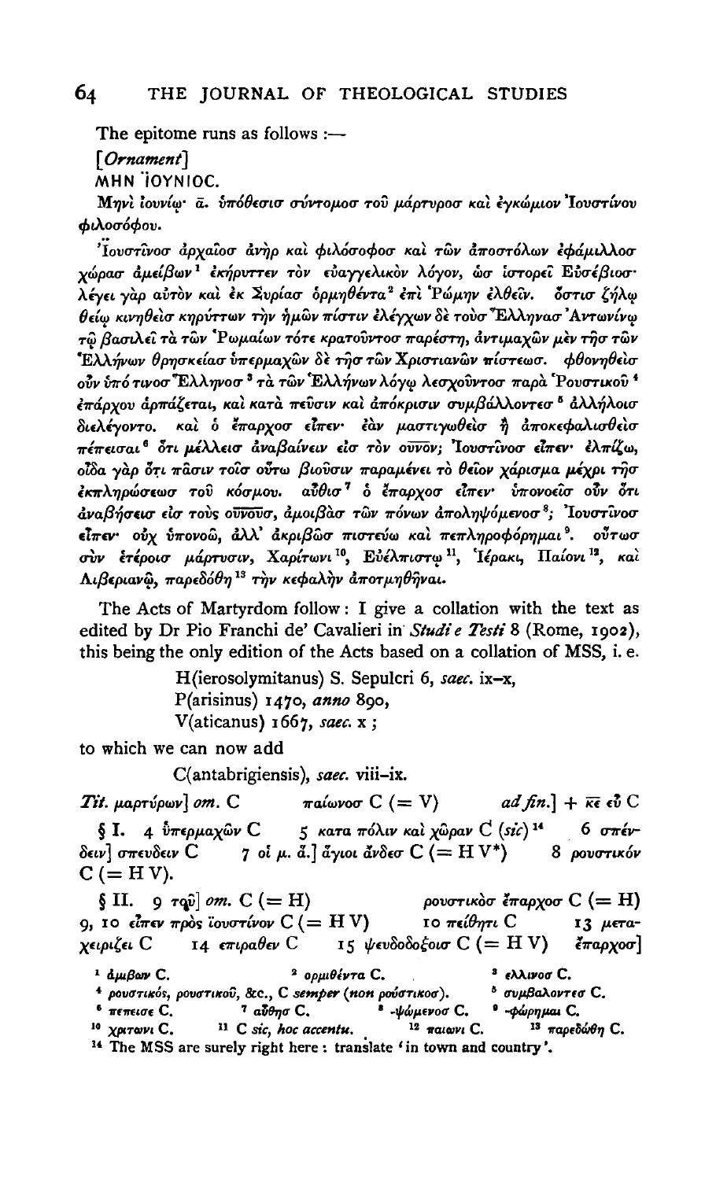The epitome runs as follows :—

[*Ornament*]

ΜΗΝ ΙΟΥΝΙΟϹ.

Μηνὶ ἰουνίῳ· ᾱ. ὑπόθεσισ σύντομοσ τοῦ μάρτυροσ καὶ ἐγκώμιον Ἰουστίνου φιλοσόφου.

Ἰουστῖνοσ ἀρχαῖοσ ἀνὴρ καὶ φιλόσοφοσ καὶ τῶν ἀποστόλων ἐφάμιλλοσ χώρασ ἀμείβων[1] ἐκήρυττεν τὸν εὐαγγελικὸν λόγον, ὡσ ἱστορεῖ Εὐσέβιοσ· λέγει γὰρ αὐτὸν καὶ ἐκ Συρίασ ὁρμηθέντα[2] ἐπὶ Ῥώμην ἐλθεῖν. ὅστισ ζήλῳ θείῳ κινηθεὶσ κηρύττων τὴν ἡμῶν πίστιν ἐλέγχων δὲ τοὺσ Ἕλληνασ Ἀντωνίνῳ τῷ βασιλεῖ τὰ τῶν Ῥωμαίων τότε κρατοῦντοσ παρέστη, ἀντιμαχῶν μὲν τῆσ τῶν Ἑλλήνων θρησκείασ ὑπερμαχῶν δὲ τῆσ τῶν Χριστιανῶν πίστεωσ. φθονηθεὶσ οὖν ὑπό τινοσ Ἕλληνοσ[3] τὰ τῶν Ἑλλήνων λόγῳ λεσχοῦντοσ παρὰ Ῥουστικοῦ[4] ἐπάρχου ἁρπάζεται, καὶ κατὰ πεῦσιν καὶ ἀπόκρισιν συμβάλλοντεσ[5] ἀλλήλοισ διελέγοντο. καὶ ὁ ἔπαρχοσ εἶπεν· ἐὰν μαστιγωθεὶσ ἢ ἀποκεφαλισθεὶσ πέπεισαι[6] ὅτι μέλλεισ ἀναβαίνειν εἰσ τὸν οὐ̅ν̅ον; Ἰουστῖνοσ εἶπεν· ἐλπίζω, οἶδα γὰρ ὅτι πᾶσιν τοῖσ οὕτω βιοῦσιν παραμένει τὸ θεῖον χάρισμα μέχρι τῆσ ἐκπληρώσεωσ τοῦ κόσμου. αὖθισ[7] ὁ ἔπαρχοσ εἶπεν· ὑπονοεῖσ οὖν ὅτι ἀναβήσεισ εἰσ τοὺς οὐ̅ν̅ο̅υ̅σ, ἀμοιβὰσ τῶν πόνων ἀποληψόμενοσ[8]; Ἰουστῖνοσ εἶπεν· οὐχ ὑπονοῶ, ἀλλ' ἀκριβῶσ πιστεύω καὶ πεπληροφόρημαι[9]. οὕτωσ σὺν ἑτέροισ μάρτυσιν, Χαρίτωνι[10], Εὐέλπιστῳ[11], Ἱέρακι, Παίονι[12], καὶ Λιβεριανῷ, παρεδόθη[13] τὴν κεφαλὴν ἀποτμηθῆναι.

The Acts of Martyrdom follow: I give a collation with the text as edited by Dr Pio Franchi de' Cavalieri in *Studi e Testi* 8 (Rome, 1902), this being the only edition of the Acts based on a collation of MSS, i.e.

H(ierosolymitanus) S. Sepulcri 6, *saec.* ix–x,
P(arisinus) 1470, *anno* 890,
V(aticanus) 1667, *saec.* x;

to which we can now add

C(antabrigiensis), *saec.* viii–ix.

*Tit.* μαρτύρων] *om.* C  παίωνοσ C (= V)  *ad fin.*] + κ̅ε̅ εὐ̅ C

§ I. 4 ὑπερμαχῶν C  5 κατα πόλιν καὶ χῶραν C (*sic*)[14]  6 σπένδειν] σπευδειν C  7 οἱ μ. ἄ.] ἅγιοι ἄνδεσ C (= H V*)  8 ρουστικόν C (= H V).

§ II. 9 τοῦ] *om.* C (= H)  ρουστικὸσ ἔπαρχοσ C (= H) 9, 10 εἶπεν πρὸς ἰουστῖνον C (= H V)  10 πείθητι C  13 μεταχειρίζει C  14 επιραθεν C  15 ψευδοδοξοισ C (= H V)  ἔπαρχοσ]

---

[1] ἀμβων C.  [2] ορμιθέντα C.  [3] ελλινοσ C.
[4] ρουστικός, ρουστικοῦ, &c., C *semper* (*non* ρούστικοσ).  [5] συμβαλοντεσ C.
[6] πεπειστε C.  [7] αὖθησ C.  [8] -ψώμενοσ C.  [9] -φώρημαι C.
[10] χριτωνι C.  [11] C *sic, hoc accentu.*  [12] παιωνι C.  [13] παρεδώθη C.
[14] The MSS are surely right here: translate 'in town and country'.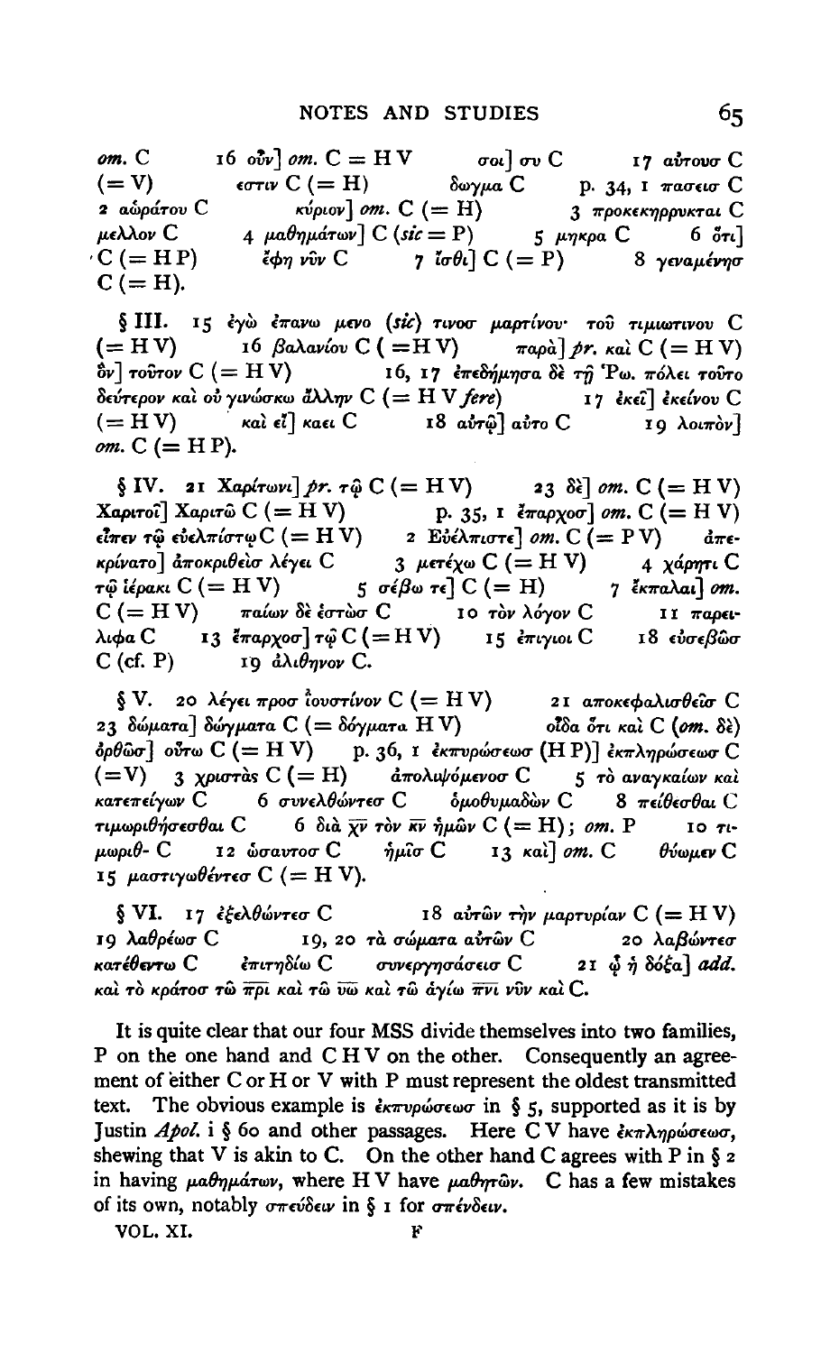om. C    16 οὖν] om. C = H V    σοι] συ C    17 αὐτουσ C (= V)    εστιν C (= H)    δωγμα C    p. 34, 1 πασεισ C    2 αὡράτου C    κύριον] om. C (= H)    3 προκεκηρρυκται C    μελλον C    4 μαθημάτων] C (sic = P)    5 μηκρα C    6 ὅτι] C (= H P)    ἔφη νῦν C    7 ἴσθι] C (= P)    8 γεναμένησ C (= H).

§ III. 15 ἐγὼ ἐπανω μενο (sic) τινοσ μαρτίνου· τοῦ τιμιωτινου C (= H V)    16 βαλανίου C (= H V)    παρὰ] pr. καὶ C (= H V)    ὂν] τοῦτον C (= H V)    16, 17 ἐπεδήμησα δὲ τῇ Ῥω. πόλει τοῦτο δεύτερον καὶ οὐ γινώσκω ἄλλην C (= H V fere)    17 ἐκεῖ] ἐκείνου C (= H V)    καὶ εἴ] καει C    18 αὐτῷ] αὐτο C    19 λοιπὸν] om. C (= H P).

§ IV. 21 Χαρίτωνι] pr. τῷ C (= H V)    23 δὲ] om. C (= H V)    Χαριτοῖ] Χαριτῶ C (= H V)    p. 35, 1 ἔπαρχοσ] om. C (= H V)    εἶπεν τῷ εὐελπίστῳ C (= H V)    2 Εὐέλπιστε] om. C (= P V)    ἀπεκρίνατο] ἀποκριθεὶσ λέγει C    3 μετέχω C (= H V)    4 χάρητι C    τῷ ἱέρακι C (= H V)    5 σέβω τε] C (= H)    7 ἔκπαλαι] om. C (= H V)    παίων δὲ ἐστὼσ C    10 τὸν λόγον C    11 παρειλιφα C    13 ἔπαρχοσ] τῷ C (= H V)    15 ἐπιγιοι C    18 εὐσεβῶσ C (cf. P)    19 ἀλιθηνον C.

§ V. 20 λέγει προσ ἰουστῖνον C (= H V)    21 αποκεφαλισθεῖσ C    23 δώματα] δώγματα C (= δόγματα H V)    οἶδα ὅτι καὶ C (om. δὲ)    ὀρθῶσ] οὕτω C (= H V)    p. 36, 1 ἐκπυρώσεωσ (H P)] ἐκπληρώσεωσ C (= V)    3 χριστὰς C (= H)    ἀπολυψόμενοσ C    5 τὸ αναγκαίων καὶ κατεπείγων C    6 συνελθώντεσ C    ὁμοθυμαδὼν C    8 πείθεσθαι C    τιμωριθήσεσθαι C    6 διὰ χ̅ν̅ τὸν κ̅ν̅ ἡμῶν C (= H); om. P    10 τιμωριθ- C    12 ὡσαυτοσ C    ἡμῖσ C    13 καὶ] om. C    θύωμεν C    15 μαστιγωθέντεσ C (= H V).

§ VI. 17 ἐξελθώντεσ C    18 αὐτῶν τὴν μαρτυρίαν C (= H V)    19 λαθρέωσ C    19, 20 τὰ σώματα αὐτῶν C    20 λαβώντεσ κατέθεντω C    ἐπιτηδίω C    συνεργησάσεισ C    21 ᾧ ἡ δόξα] add. καὶ τὸ κράτοσ τῷ π̅ρ̅ι̅ καὶ τῷ υ̅ῷ̅ καὶ τῷ ἁγίω π̅ν̅ι̅ νῦν καὶ C.

It is quite clear that our four MSS divide themselves into two families, P on the one hand and C H V on the other. Consequently an agreement of either C or H or V with P must represent the oldest transmitted text. The obvious example is ἐκπυρώσεωσ in § 5, supported as it is by Justin *Apol.* i § 60 and other passages. Here C V have ἐκπληρώσεωσ, shewing that V is akin to C. On the other hand C agrees with P in § 2 in having μαθημάτων, where H V have μαθητῶν. C has a few mistakes of its own, notably σπεύδειν in § 1 for σπένδειν.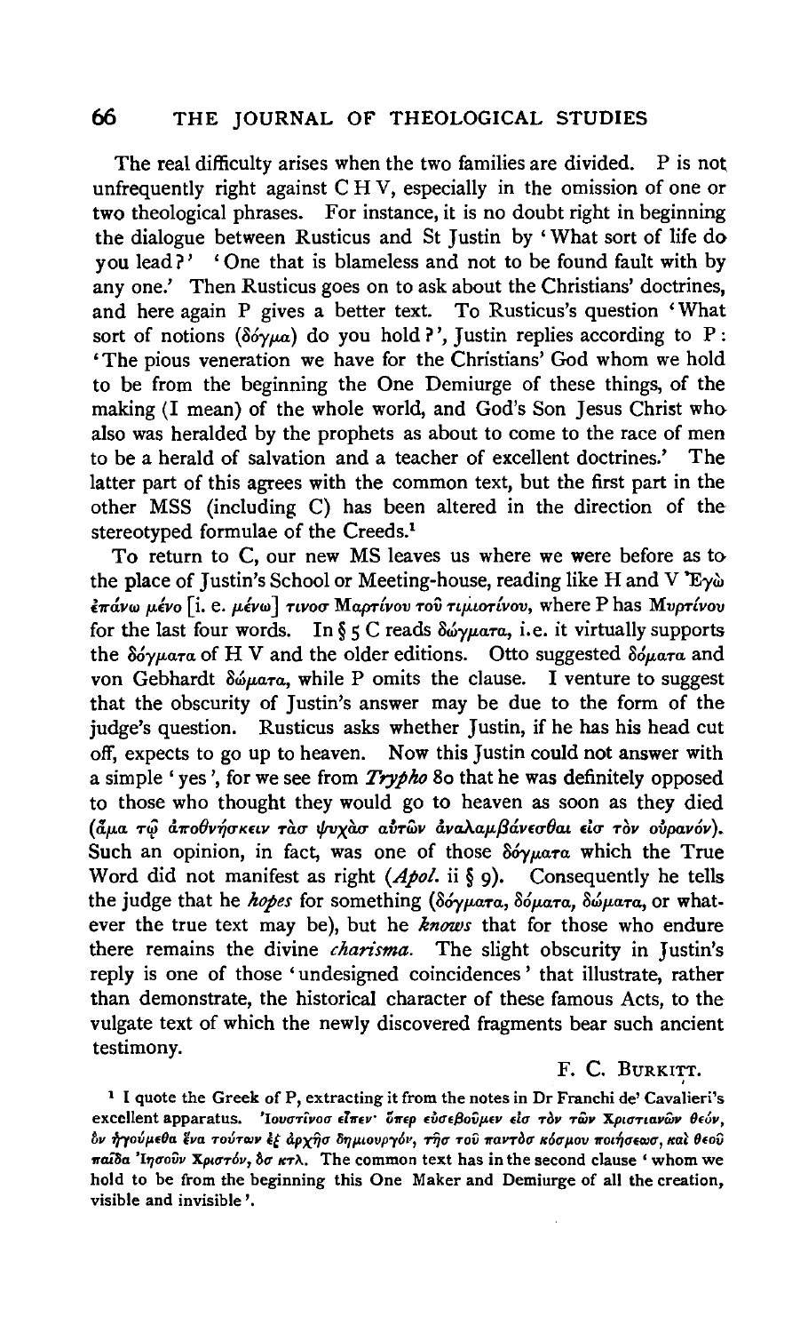The real difficulty arises when the two families are divided. P is not unfrequently right against C H V, especially in the omission of one or two theological phrases. For instance, it is no doubt right in beginning the dialogue between Rusticus and St Justin by 'What sort of life do you lead?' 'One that is blameless and not to be found fault with by any one.' Then Rusticus goes on to ask about the Christians' doctrines, and here again P gives a better text. To Rusticus's question 'What sort of notions (δόγμα) do you hold?', Justin replies according to P: 'The pious veneration we have for the Christians' God whom we hold to be from the beginning the One Demiurge of these things, of the making (I mean) of the whole world, and God's Son Jesus Christ who also was heralded by the prophets as about to come to the race of men to be a herald of salvation and a teacher of excellent doctrines.' The latter part of this agrees with the common text, but the first part in the other MSS (including C) has been altered in the direction of the stereotyped formulae of the Creeds.[1]

To return to C, our new MS leaves us where we were before as to the place of Justin's School or Meeting-house, reading like H and V Ἐγὼ ἐπάνω μένο [i. e. μένω] τινοσ Μαρτίνου τοῦ τιμιοτίνου, where P has Μυρτίνου for the last four words. In § 5 C reads δώγματα, i.e. it virtually supports the δόγματα of H V and the older editions. Otto suggested δόματα and von Gebhardt δώματα, while P omits the clause. I venture to suggest that the obscurity of Justin's answer may be due to the form of the judge's question. Rusticus asks whether Justin, if he has his head cut off, expects to go up to heaven. Now this Justin could not answer with a simple 'yes', for we see from *Trypho* 80 that he was definitely opposed to those who thought they would go to heaven as soon as they died (ἅμα τῷ ἀποθνήσκειν τὰσ ψυχὰσ αὐτῶν ἀναλαμβάνεσθαι εἰσ τὸν οὐρανόν). Such an opinion, in fact, was one of those δόγματα which the True Word did not manifest as right (*Apol.* ii § 9). Consequently he tells the judge that he *hopes* for something (δόγματα, δόματα, δώματα, or whatever the true text may be), but he *knows* that for those who endure there remains the divine *charisma*. The slight obscurity in Justin's reply is one of those 'undesigned coincidences' that illustrate, rather than demonstrate, the historical character of these famous Acts, to the vulgate text of which the newly discovered fragments bear such ancient testimony.

F. C. BURKITT.

[1] I quote the Greek of P, extracting it from the notes in Dr Franchi de' Cavalieri's excellent apparatus. Ἰουστῖνοσ εἶπεν· ὅπερ εὐσεβοῦμεν εἰσ τὸν τῶν Χριστιανῶν θεόν, ὃν ἡγούμεθα ἕνα τούτων ἐξ ἀρχῆσ δημιουργόν, τῆσ τοῦ παντὸσ κόσμου ποιήσεωσ, καὶ θεοῦ παῖδα Ἰησοῦν Χριστόν, ὃσ κτλ. The common text has in the second clause 'whom we hold to be from the beginning this One Maker and Demiurge of all the creation, visible and invisible'.